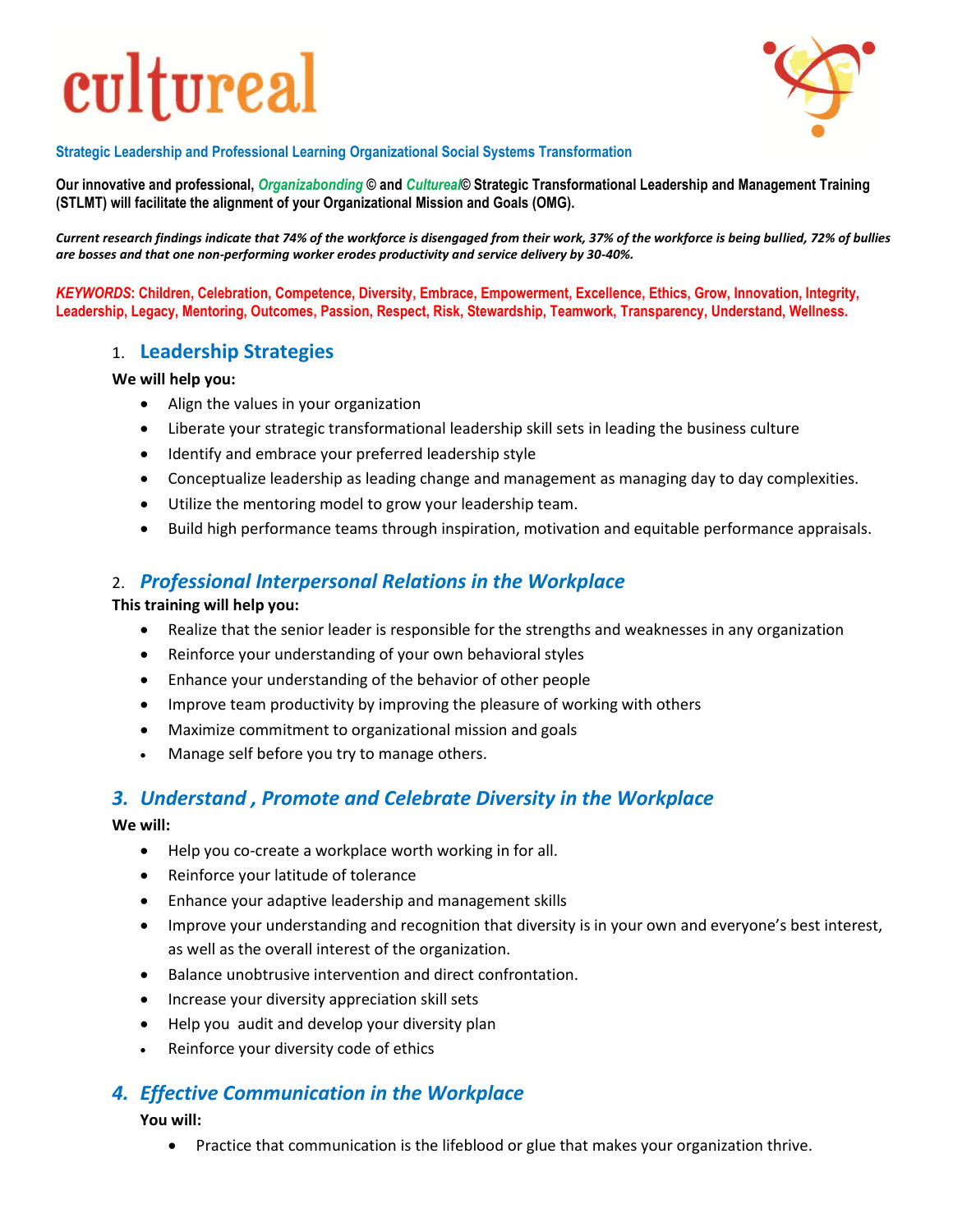# cultureal

**Strategic Leadership and Professional Learning Organizational Social Systems Transformation**

**Our innovative and professional, *Organizabonding* © and *Cultureal*© Strategic Transformational Leadership and Management Training (STLMT) will facilitate the alignment of your Organizational Mission and Goals (OMG).**

***Current research findings indicate that 74% of the workforce is disengaged from their work, 37% of the workforce is being bullied, 72% of bullies are bosses and that one non-performing worker erodes productivity and service delivery by 30-40%.***

***KEYWORDS*: Children, Celebration, Competence, Diversity, Embrace, Empowerment, Excellence, Ethics, Grow, Innovation, Integrity, Leadership, Legacy, Mentoring, Outcomes, Passion, Respect, Risk, Stewardship, Teamwork, Transparency, Understand, Wellness.**

## 1. Leadership Strategies

**We will help you:**

- Align the values in your organization
- Liberate your strategic transformational leadership skill sets in leading the business culture
- Identify and embrace your preferred leadership style
- Conceptualize leadership as leading change and management as managing day to day complexities.
- Utilize the mentoring model to grow your leadership team.
- Build high performance teams through inspiration, motivation and equitable performance appraisals.

## 2. *Professional Interpersonal Relations in the Workplace*

**This training will help you:**

- Realize that the senior leader is responsible for the strengths and weaknesses in any organization
- Reinforce your understanding of your own behavioral styles
- Enhance your understanding of the behavior of other people
- Improve team productivity by improving the pleasure of working with others
- Maximize commitment to organizational mission and goals
- Manage self before you try to manage others.

## *3. Understand , Promote and Celebrate Diversity in the Workplace*

**We will:**

- Help you co-create a workplace worth working in for all.
- Reinforce your latitude of tolerance
- Enhance your adaptive leadership and management skills
- Improve your understanding and recognition that diversity is in your own and everyone's best interest, as well as the overall interest of the organization.
- Balance unobtrusive intervention and direct confrontation.
- Increase your diversity appreciation skill sets
- Help you audit and develop your diversity plan
- Reinforce your diversity code of ethics

## *4. Effective Communication in the Workplace*

**You will:**

- Practice that communication is the lifeblood or glue that makes your organization thrive.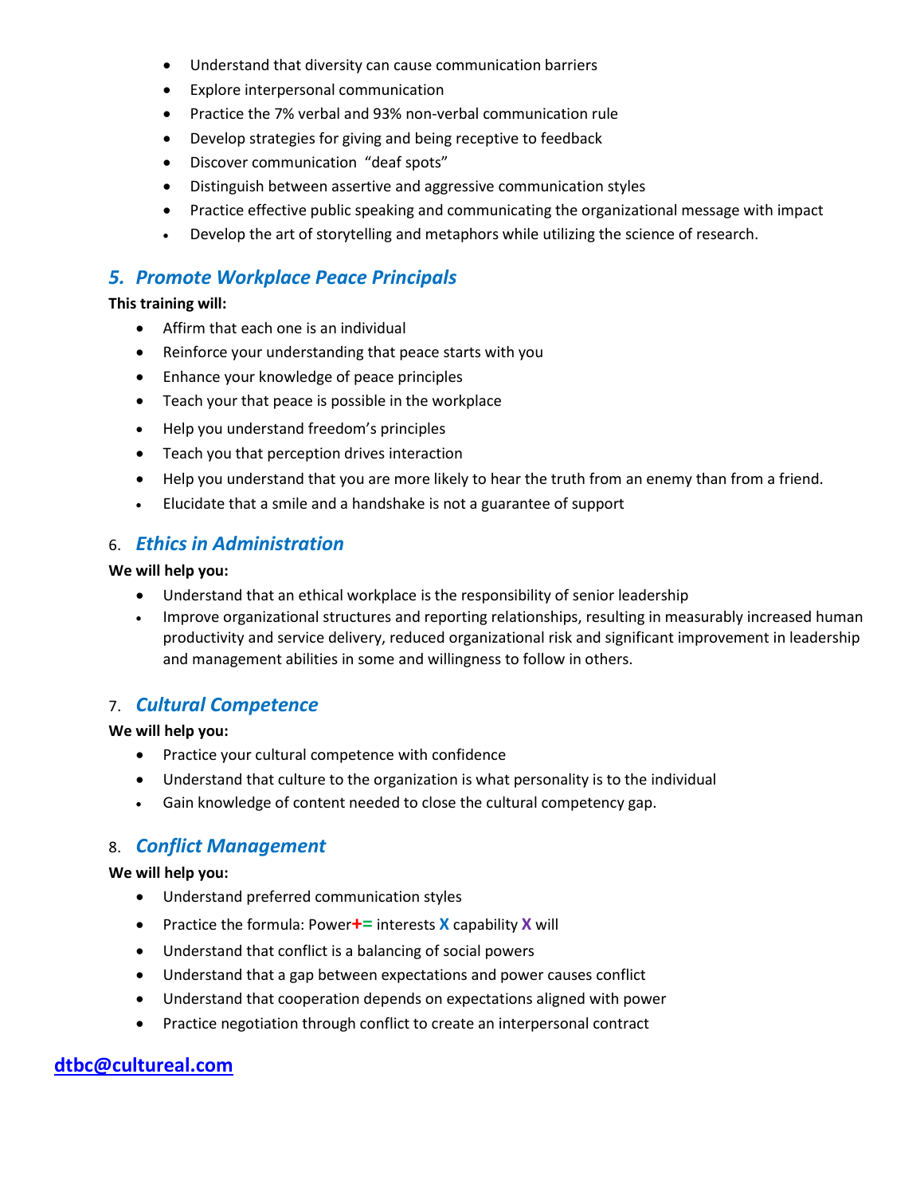- Understand that diversity can cause communication barriers
- Explore interpersonal communication
- Practice the 7% verbal and 93% non-verbal communication rule
- Develop strategies for giving and being receptive to feedback
- Discover communication "deaf spots"
- Distinguish between assertive and aggressive communication styles
- Practice effective public speaking and communicating the organizational message with impact
- Develop the art of storytelling and metaphors while utilizing the science of research.

## 5. *Promote Workplace Peace Principals*

**This training will:**

- Affirm that each one is an individual
- Reinforce your understanding that peace starts with you
- Enhance your knowledge of peace principles
- Teach your that peace is possible in the workplace
- Help you understand freedom's principles
- Teach you that perception drives interaction
- Help you understand that you are more likely to hear the truth from an enemy than from a friend.
- Elucidate that a smile and a handshake is not a guarantee of support

## 6. *Ethics in Administration*

**We will help you:**

- Understand that an ethical workplace is the responsibility of senior leadership
- Improve organizational structures and reporting relationships, resulting in measurably increased human productivity and service delivery, reduced organizational risk and significant improvement in leadership and management abilities in some and willingness to follow in others.

## 7. *Cultural Competence*

**We will help you:**

- Practice your cultural competence with confidence
- Understand that culture to the organization is what personality is to the individual
- Gain knowledge of content needed to close the cultural competency gap.

## 8. *Conflict Management*

**We will help you:**

- Understand preferred communication styles
- Practice the formula: Power+= interests X capability X will
- Understand that conflict is a balancing of social powers
- Understand that a gap between expectations and power causes conflict
- Understand that cooperation depends on expectations aligned with power
- Practice negotiation through conflict to create an interpersonal contract

**dtbc@cultureal.com**